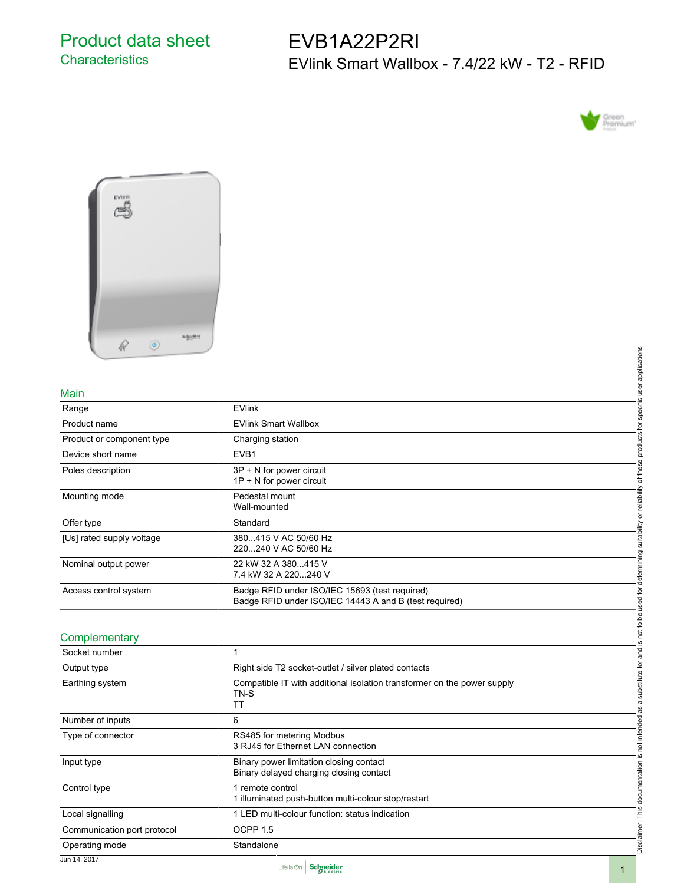# Product data sheet
## Characteristics

# EVB1A22P2RI
## EVlink Smart Wallbox - 7.4/22 kW - T2 - RFID

## Main

| | |
|---|---|
| Range | EVlink |
| Product name | EVlink Smart Wallbox |
| Product or component type | Charging station |
| Device short name | EVB1 |
| Poles description | 3P + N for power circuit<br>1P + N for power circuit |
| Mounting mode | Pedestal mount<br>Wall-mounted |
| Offer type | Standard |
| [Us] rated supply voltage | 380...415 V AC 50/60 Hz<br>220...240 V AC 50/60 Hz |
| Nominal output power | 22 kW 32 A 380...415 V<br>7.4 kW 32 A 220...240 V |
| Access control system | Badge RFID under ISO/IEC 15693 (test required)<br>Badge RFID under ISO/IEC 14443 A and B (test required) |

## Complementary

| | |
|---|---|
| Socket number | 1 |
| Output type | Right side T2 socket-outlet / silver plated contacts |
| Earthing system | Compatible IT with additional isolation transformer on the power supply<br>TN-S<br>TT |
| Number of inputs | 6 |
| Type of connector | RS485 for metering Modbus<br>3 RJ45 for Ethernet LAN connection |
| Input type | Binary power limitation closing contact<br>Binary delayed charging closing contact |
| Control type | 1 remote control<br>1 illuminated push-button multi-colour stop/restart |
| Local signalling | 1 LED multi-colour function: status indication |
| Communication port protocol | OCPP 1.5 |
| Operating mode | Standalone |

Disclaimer: This documentation is not intended as a substitute for and is not to be used for determining suitability or reliability of these products for specific user applications

Jun 14, 2017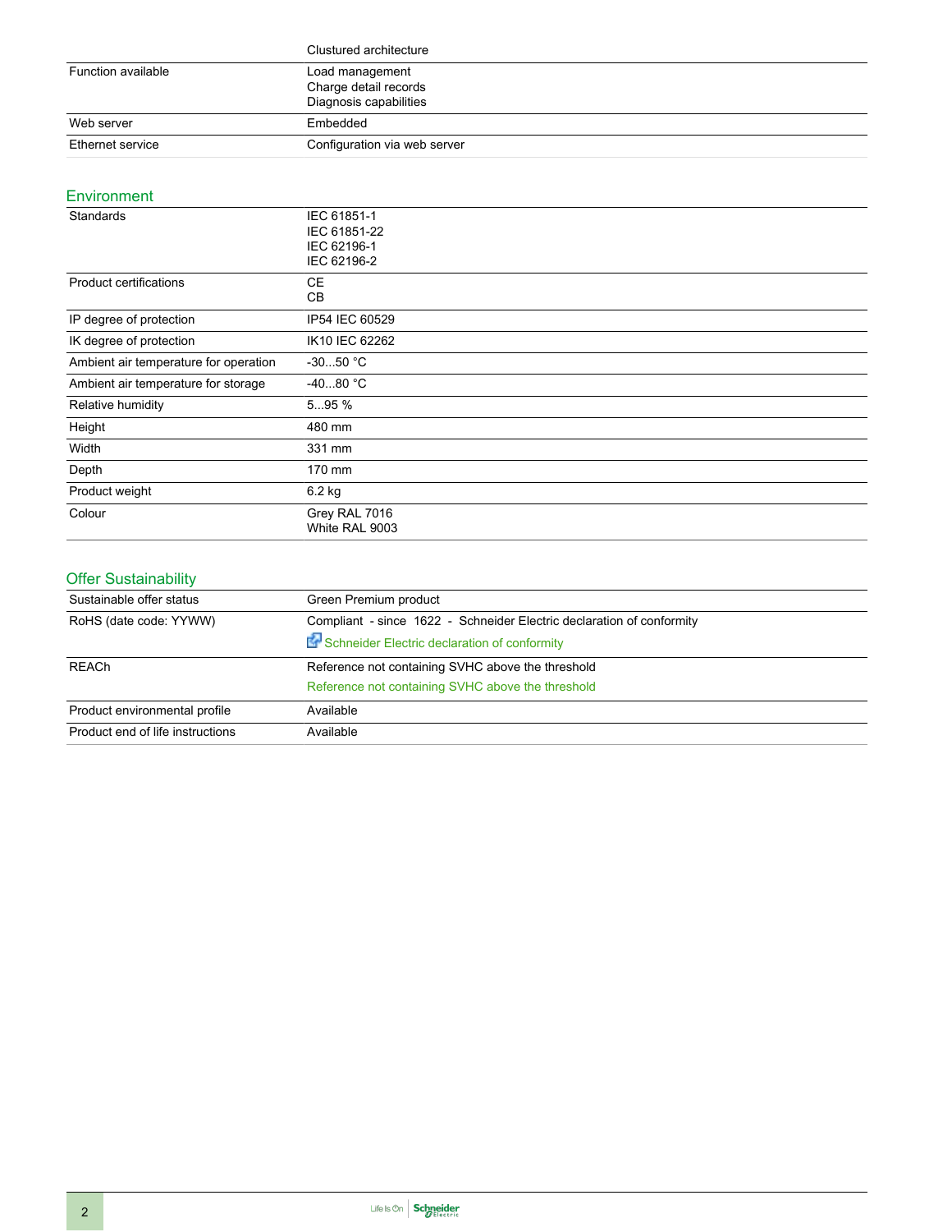| | |
|---|---|
| | Clustured architecture |
| Function available | Load management<br>Charge detail records<br>Diagnosis capabilities |
| Web server | Embedded |
| Ethernet service | Configuration via web server |

## Environment

| | |
|---|---|
| Standards | IEC 61851-1<br>IEC 61851-22<br>IEC 62196-1<br>IEC 62196-2 |
| Product certifications | CE<br>CB |
| IP degree of protection | IP54 IEC 60529 |
| IK degree of protection | IK10 IEC 62262 |
| Ambient air temperature for operation | -30...50 °C |
| Ambient air temperature for storage | -40...80 °C |
| Relative humidity | 5...95 % |
| Height | 480 mm |
| Width | 331 mm |
| Depth | 170 mm |
| Product weight | 6.2 kg |
| Colour | Grey RAL 7016<br>White RAL 9003 |

## Offer Sustainability

| | |
|---|---|
| Sustainable offer status | Green Premium product |
| RoHS (date code: YYWW) | Compliant - since 1622 - Schneider Electric declaration of conformity<br>Schneider Electric declaration of conformity |
| REACh | Reference not containing SVHC above the threshold<br>Reference not containing SVHC above the threshold |
| Product environmental profile | Available |
| Product end of life instructions | Available |